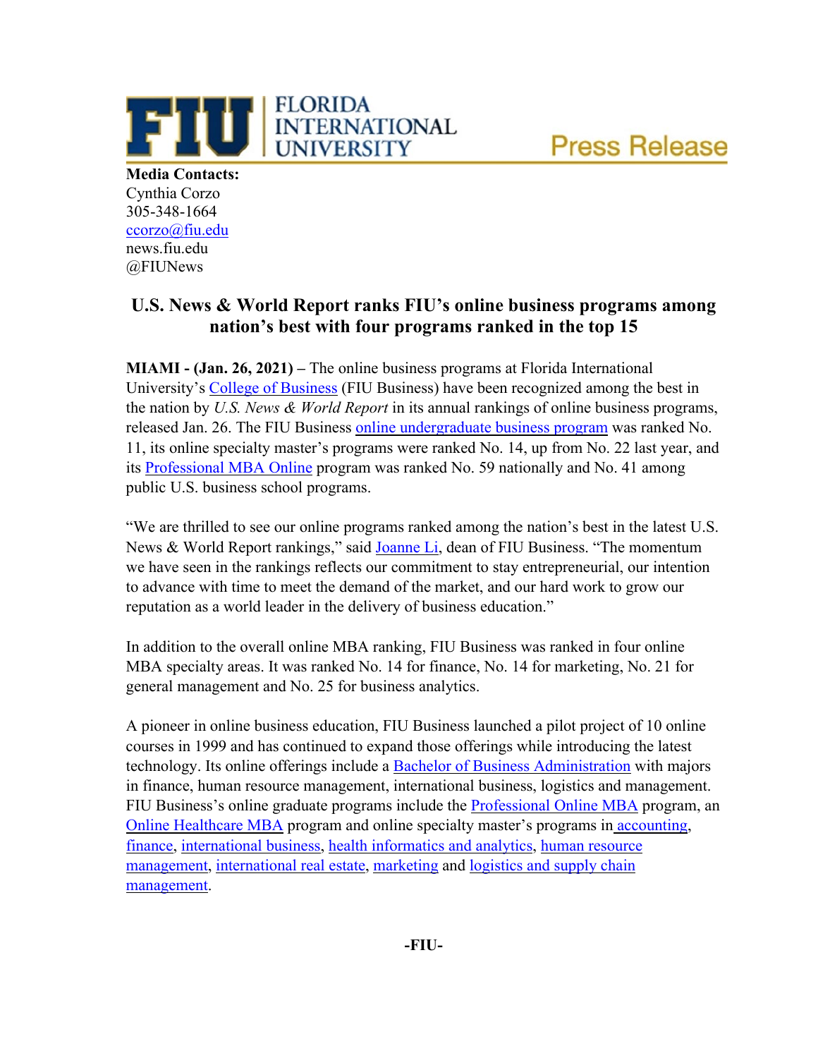FIU | FLORIDA INTERNATIONAL UNIVERSITY

Press Release

**Media Contacts:**
Cynthia Corzo
305-348-1664
ccorzo@fiu.edu
news.fiu.edu
@FIUNews

## U.S. News & World Report ranks FIU's online business programs among nation's best with four programs ranked in the top 15

**MIAMI - (Jan. 26, 2021) –** The online business programs at Florida International University's College of Business (FIU Business) have been recognized among the best in the nation by *U.S. News & World Report* in its annual rankings of online business programs, released Jan. 26. The FIU Business online undergraduate business program was ranked No. 11, its online specialty master's programs were ranked No. 14, up from No. 22 last year, and its Professional MBA Online program was ranked No. 59 nationally and No. 41 among public U.S. business school programs.

"We are thrilled to see our online programs ranked among the nation's best in the latest U.S. News & World Report rankings," said Joanne Li, dean of FIU Business. "The momentum we have seen in the rankings reflects our commitment to stay entrepreneurial, our intention to advance with time to meet the demand of the market, and our hard work to grow our reputation as a world leader in the delivery of business education."

In addition to the overall online MBA ranking, FIU Business was ranked in four online MBA specialty areas. It was ranked No. 14 for finance, No. 14 for marketing, No. 21 for general management and No. 25 for business analytics.

A pioneer in online business education, FIU Business launched a pilot project of 10 online courses in 1999 and has continued to expand those offerings while introducing the latest technology. Its online offerings include a Bachelor of Business Administration with majors in finance, human resource management, international business, logistics and management. FIU Business's online graduate programs include the Professional Online MBA program, an Online Healthcare MBA program and online specialty master's programs in accounting, finance, international business, health informatics and analytics, human resource management, international real estate, marketing and logistics and supply chain management.

**-FIU-**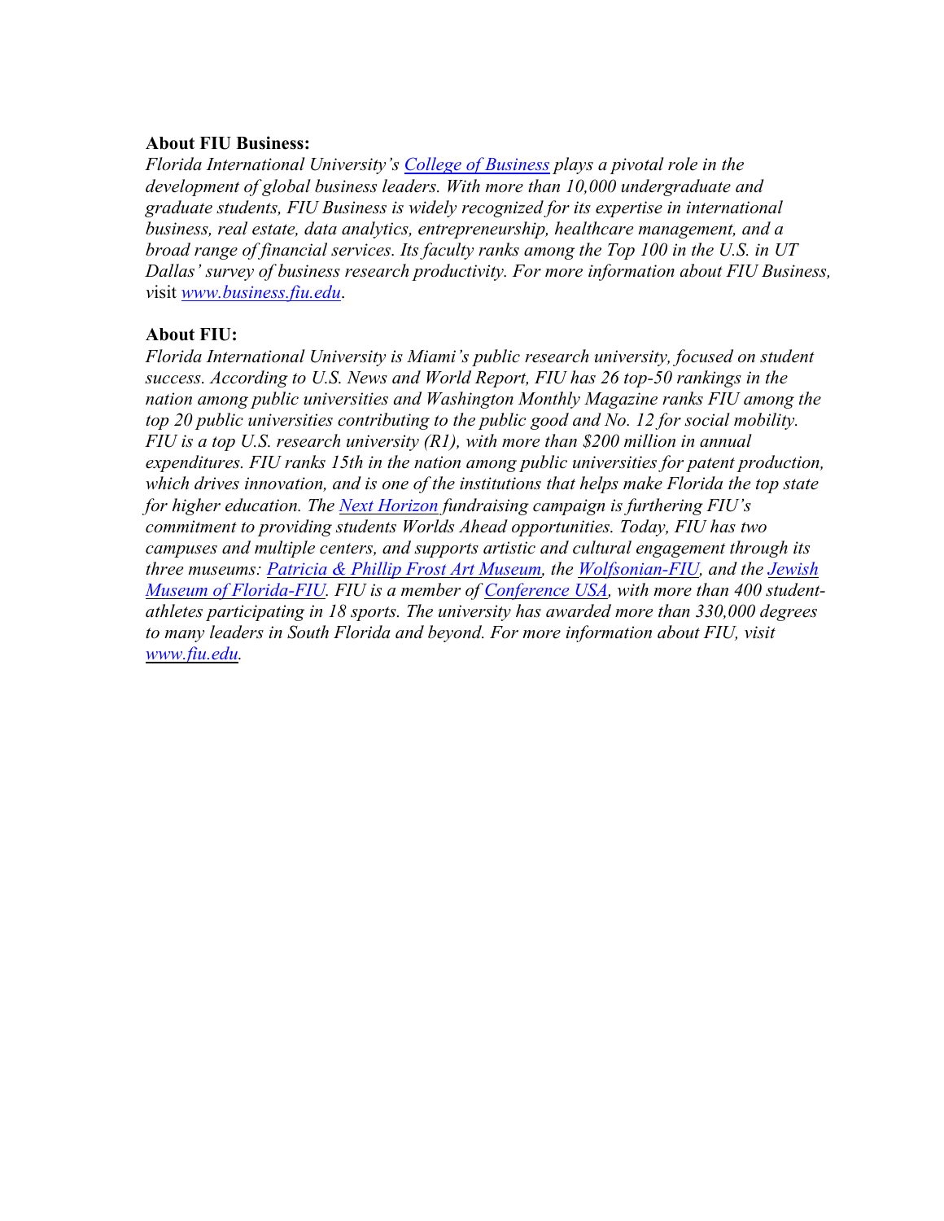**About FIU Business:**

*Florida International University's [College of Business](https://business.fiu.edu) plays a pivotal role in the development of global business leaders. With more than 10,000 undergraduate and graduate students, FIU Business is widely recognized for its expertise in international business, real estate, data analytics, entrepreneurship, healthcare management, and a broad range of financial services. Its faculty ranks among the Top 100 in the U.S. in UT Dallas' survey of business research productivity. For more information about FIU Business, visit [www.business.fiu.edu](http://www.business.fiu.edu).*

**About FIU:**

*Florida International University is Miami's public research university, focused on student success. According to U.S. News and World Report, FIU has 26 top-50 rankings in the nation among public universities and Washington Monthly Magazine ranks FIU among the top 20 public universities contributing to the public good and No. 12 for social mobility. FIU is a top U.S. research university (R1), with more than $200 million in annual expenditures. FIU ranks 15th in the nation among public universities for patent production, which drives innovation, and is one of the institutions that helps make Florida the top state for higher education. The Next Horizon fundraising campaign is furthering FIU's commitment to providing students Worlds Ahead opportunities. Today, FIU has two campuses and multiple centers, and supports artistic and cultural engagement through its three museums: Patricia & Phillip Frost Art Museum, the Wolfsonian-FIU, and the Jewish Museum of Florida-FIU. FIU is a member of Conference USA, with more than 400 student-athletes participating in 18 sports. The university has awarded more than 330,000 degrees to many leaders in South Florida and beyond. For more information about FIU, visit [www.fiu.edu](http://www.fiu.edu).*